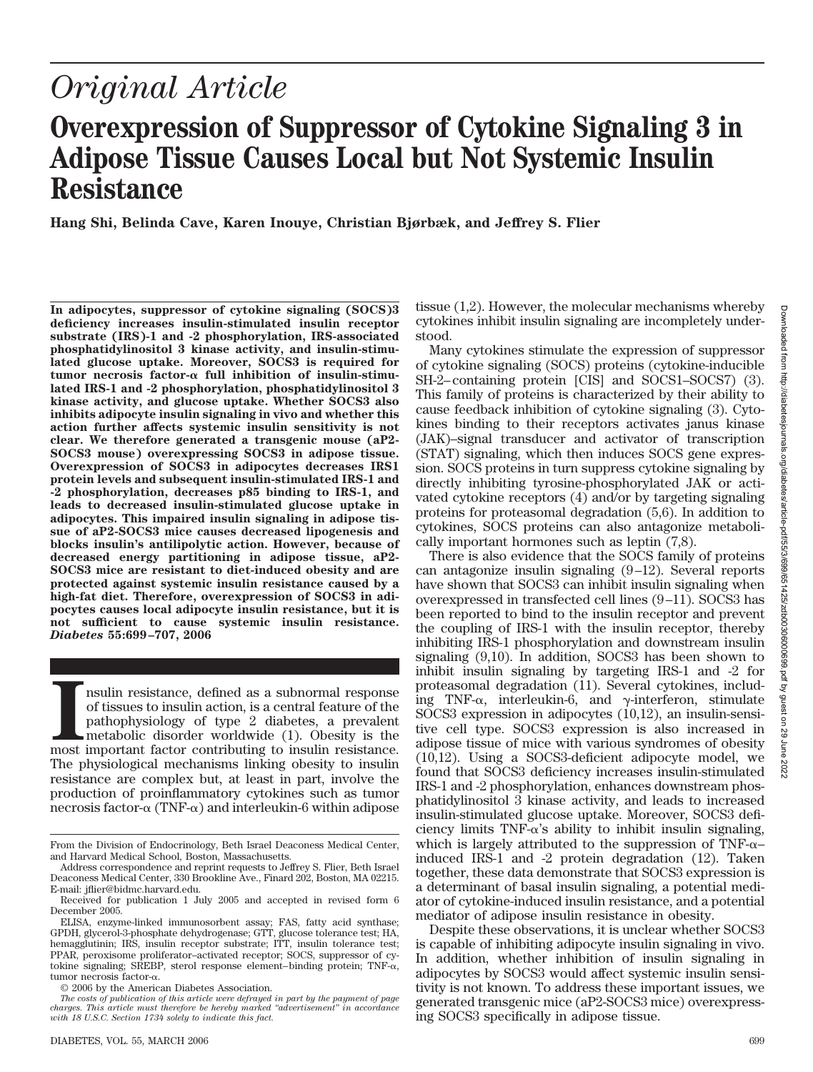# *Original Article*

# Overexpression of Suppressor of Cytokine Signaling 3 in Adipose Tissue Causes Local but Not Systemic Insulin Resistance

**Hang Shi, Belinda Cave, Karen Inouye, Christian Bjørbæk, and Jeffrey S. Flier**

**In adipocytes, suppressor of cytokine signaling (SOCS)3 deficiency increases insulin-stimulated insulin receptor substrate (IRS)-1 and -2 phosphorylation, IRS-associated phosphatidylinositol 3 kinase activity, and insulin-stimulated glucose uptake. Moreover, SOCS3 is required for tumor necrosis factor-α full inhibition of insulin-stimulated IRS-1 and -2 phosphorylation, phosphatidylinositol 3 kinase activity, and glucose uptake. Whether SOCS3 also inhibits adipocyte insulin signaling in vivo and whether this action further affects systemic insulin sensitivity is not clear. We therefore generated a transgenic mouse (aP2-SOCS3 mouse) overexpressing SOCS3 in adipose tissue. Overexpression of SOCS3 in adipocytes decreases IRS1 protein levels and subsequent insulin-stimulated IRS-1 and -2 phosphorylation, decreases p85 binding to IRS-1, and leads to decreased insulin-stimulated glucose uptake in adipocytes. This impaired insulin signaling in adipose tissue of aP2-SOCS3 mice causes decreased lipogenesis and blocks insulin's antilipolytic action. However, because of decreased energy partitioning in adipose tissue, aP2-SOCS3 mice are resistant to diet-induced obesity and are protected against systemic insulin resistance caused by a high-fat diet. Therefore, overexpression of SOCS3 in adipocytes causes local adipocyte insulin resistance, but it is not sufficient to cause systemic insulin resistance.** ***Diabetes*** **55:699–707, 2006**

Insulin resistance, defined as a subnormal response of tissues to insulin action, is a central feature of the pathophysiology of type 2 diabetes, a prevalent metabolic disorder worldwide (1). Obesity is the most important factor contributing to insulin resistance. The physiological mechanisms linking obesity to insulin resistance are complex but, at least in part, involve the production of proinflammatory cytokines such as tumor necrosis factor-α (TNF-α) and interleukin-6 within adipose tissue (1,2). However, the molecular mechanisms whereby cytokines inhibit insulin signaling are incompletely understood.

Many cytokines stimulate the expression of suppressor of cytokine signaling (SOCS) proteins (cytokine-inducible SH-2–containing protein [CIS] and SOCS1–SOCS7) (3). This family of proteins is characterized by their ability to cause feedback inhibition of cytokine signaling (3). Cytokines binding to their receptors activates janus kinase (JAK)–signal transducer and activator of transcription (STAT) signaling, which then induces SOCS gene expression. SOCS proteins in turn suppress cytokine signaling by directly inhibiting tyrosine-phosphorylated JAK or activated cytokine receptors (4) and/or by targeting signaling proteins for proteasomal degradation (5,6). In addition to cytokines, SOCS proteins can also antagonize metabolically important hormones such as leptin (7,8).

There is also evidence that the SOCS family of proteins can antagonize insulin signaling (9–12). Several reports have shown that SOCS3 can inhibit insulin signaling when overexpressed in transfected cell lines (9–11). SOCS3 has been reported to bind to the insulin receptor and prevent the coupling of IRS-1 with the insulin receptor, thereby inhibiting IRS-1 phosphorylation and downstream insulin signaling (9,10). In addition, SOCS3 has been shown to inhibit insulin signaling by targeting IRS-1 and -2 for proteasomal degradation (11). Several cytokines, including TNF-α, interleukin-6, and γ-interferon, stimulate SOCS3 expression in adipocytes (10,12), an insulin-sensitive cell type. SOCS3 expression is also increased in adipose tissue of mice with various syndromes of obesity (10,12). Using a SOCS3-deficient adipocyte model, we found that SOCS3 deficiency increases insulin-stimulated IRS-1 and -2 phosphorylation, enhances downstream phosphatidylinositol 3 kinase activity, and leads to increased insulin-stimulated glucose uptake. Moreover, SOCS3 deficiency limits TNF-α's ability to inhibit insulin signaling, which is largely attributed to the suppression of TNF-α–induced IRS-1 and -2 protein degradation (12). Taken together, these data demonstrate that SOCS3 expression is a determinant of basal insulin signaling, a potential mediator of cytokine-induced insulin resistance, and a potential mediator of adipose insulin resistance in obesity.

Despite these observations, it is unclear whether SOCS3 is capable of inhibiting adipocyte insulin signaling in vivo. In addition, whether inhibition of insulin signaling in adipocytes by SOCS3 would affect systemic insulin sensitivity is not known. To address these important issues, we generated transgenic mice (aP2-SOCS3 mice) overexpressing SOCS3 specifically in adipose tissue.

From the Division of Endocrinology, Beth Israel Deaconess Medical Center, and Harvard Medical School, Boston, Massachusetts.

Address correspondence and reprint requests to Jeffrey S. Flier, Beth Israel Deaconess Medical Center, 330 Brookline Ave., Finard 202, Boston, MA 02215. E-mail: jflier@bidmc.harvard.edu.

Received for publication 1 July 2005 and accepted in revised form 6 December 2005.

ELISA, enzyme-linked immunosorbent assay; FAS, fatty acid synthase; GPDH, glycerol-3-phosphate dehydrogenase; GTT, glucose tolerance test; HA, hemagglutinin; IRS, insulin receptor substrate; ITT, insulin tolerance test; PPAR, peroxisome proliferator–activated receptor; SOCS, suppressor of cytokine signaling; SREBP, sterol response element–binding protein; TNF-α, tumor necrosis factor-α.

© 2006 by the American Diabetes Association.

*The costs of publication of this article were defrayed in part by the payment of page charges. This article must therefore be hereby marked "advertisement" in accordance with 18 U.S.C. Section 1734 solely to indicate this fact.*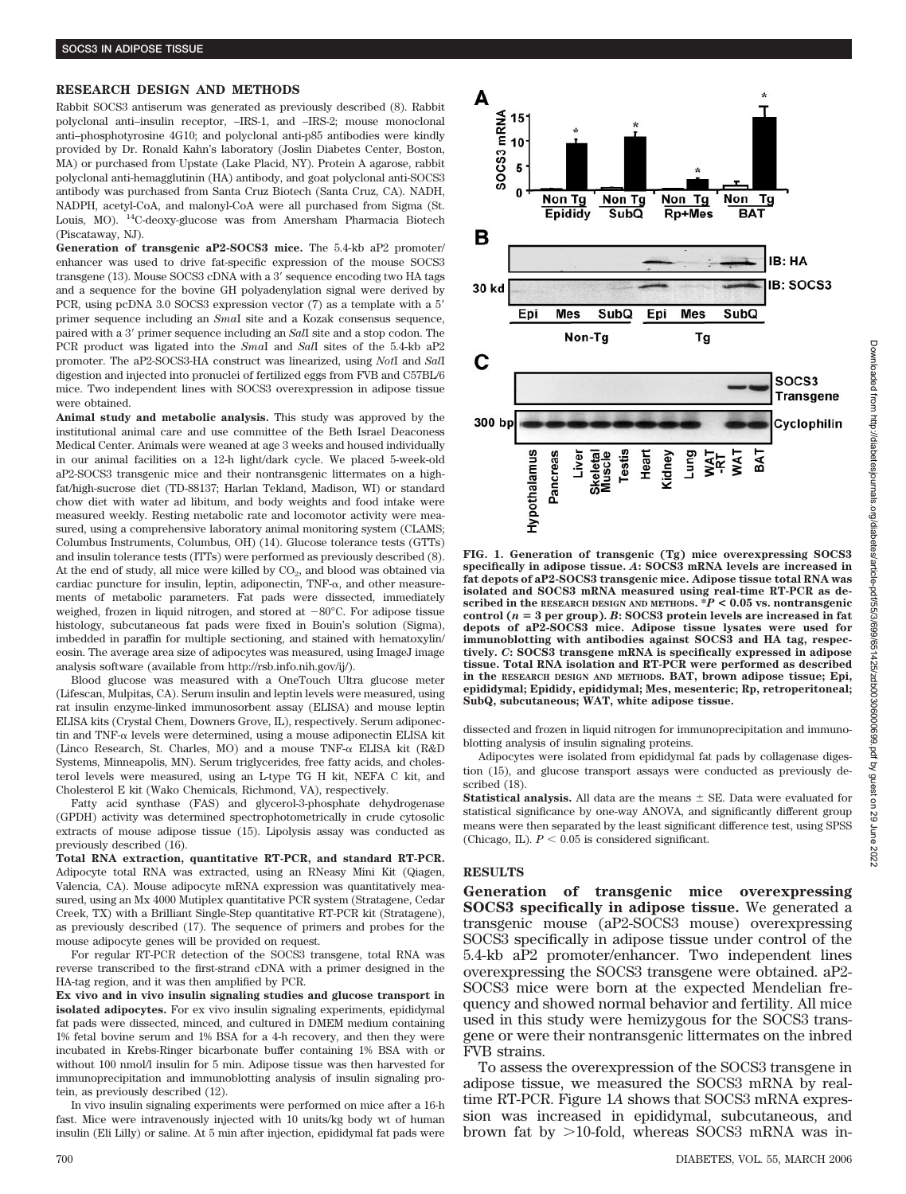## RESEARCH DESIGN AND METHODS

Rabbit SOCS3 antiserum was generated as previously described (8). Rabbit polyclonal anti–insulin receptor, –IRS-1, and –IRS-2; mouse monoclonal anti–phosphotyrosine 4G10; and polyclonal anti-p85 antibodies were kindly provided by Dr. Ronald Kahn's laboratory (Joslin Diabetes Center, Boston, MA) or purchased from Upstate (Lake Placid, NY). Protein A agarose, rabbit polyclonal anti-hemagglutinin (HA) antibody, and goat polyclonal anti-SOCS3 antibody was purchased from Santa Cruz Biotech (Santa Cruz, CA). NADH, NADPH, acetyl-CoA, and malonyl-CoA were all purchased from Sigma (St. Louis, MO). $^{14}C$-deoxy-glucose was from Amersham Pharmacia Biotech (Piscataway, NJ).

**Generation of transgenic aP2-SOCS3 mice.** The 5.4-kb aP2 promoter/enhancer was used to drive fat-specific expression of the mouse SOCS3 transgene (13). Mouse SOCS3 cDNA with a 3′ sequence encoding two HA tags and a sequence for the bovine GH polyadenylation signal were derived by PCR, using pcDNA 3.0 SOCS3 expression vector (7) as a template with a 5′ primer sequence including an *Sma*I site and a Kozak consensus sequence, paired with a 3′ primer sequence including an *Sal*I site and a stop codon. The PCR product was ligated into the *Sma*I and *Sal*I sites of the 5.4-kb aP2 promoter. The aP2-SOCS3-HA construct was linearized, using *Not*I and *Sal*I digestion and injected into pronuclei of fertilized eggs from FVB and C57BL/6 mice. Two independent lines with SOCS3 overexpression in adipose tissue were obtained.

**Animal study and metabolic analysis.** This study was approved by the institutional animal care and use committee of the Beth Israel Deaconess Medical Center. Animals were weaned at age 3 weeks and housed individually in our animal facilities on a 12-h light/dark cycle. We placed 5-week-old aP2-SOCS3 transgenic mice and their nontransgenic littermates on a high-fat/high-sucrose diet (TD-88137; Harlan Tekland, Madison, WI) or standard chow diet with water ad libitum, and body weights and food intake were measured weekly. Resting metabolic rate and locomotor activity were measured, using a comprehensive laboratory animal monitoring system (CLAMS; Columbus Instruments, Columbus, OH) (14). Glucose tolerance tests (GTTs) and insulin tolerance tests (ITTs) were performed as previously described (8). At the end of study, all mice were killed by $CO_2$, and blood was obtained via cardiac puncture for insulin, leptin, adiponectin, TNF-α, and other measurements of metabolic parameters. Fat pads were dissected, immediately weighed, frozen in liquid nitrogen, and stored at −80°C. For adipose tissue histology, subcutaneous fat pads were fixed in Bouin's solution (Sigma), imbedded in paraffin for multiple sectioning, and stained with hematoxylin/eosin. The average area size of adipocytes was measured, using ImageJ image analysis software (available from http://rsb.info.nih.gov/ij/).

Blood glucose was measured with a OneTouch Ultra glucose meter (Lifescan, Mulpitas, CA). Serum insulin and leptin levels were measured, using rat insulin enzyme-linked immunosorbent assay (ELISA) and mouse leptin ELISA kits (Crystal Chem, Downers Grove, IL), respectively. Serum adiponectin and TNF-α levels were determined, using a mouse adiponectin ELISA kit (Linco Research, St. Charles, MO) and a mouse TNF-α ELISA kit (R&D Systems, Minneapolis, MN). Serum triglycerides, free fatty acids, and cholesterol levels were measured, using an L-type TG H kit, NEFA C kit, and Cholesterol E kit (Wako Chemicals, Richmond, VA), respectively.

Fatty acid synthase (FAS) and glycerol-3-phosphate dehydrogenase (GPDH) activity was determined spectrophotometrically in crude cytosolic extracts of mouse adipose tissue (15). Lipolysis assay was conducted as previously described (16).

**Total RNA extraction, quantitative RT-PCR, and standard RT-PCR.** Adipocyte total RNA was extracted, using an RNeasy Mini Kit (Qiagen, Valencia, CA). Mouse adipocyte mRNA expression was quantitatively measured, using an Mx 4000 Multiplex quantitative PCR system (Stratagene, Cedar Creek, TX) with a Brilliant Single-Step quantitative RT-PCR kit (Stratagene), as previously described (17). The sequence of primers and probes for the mouse adipocyte genes will be provided on request.

For regular RT-PCR detection of the SOCS3 transgene, total RNA was reverse transcribed to the first-strand cDNA with a primer designed in the HA-tag region, and it was then amplified by PCR.

**Ex vivo and in vivo insulin signaling studies and glucose transport in isolated adipocytes.** For ex vivo insulin signaling experiments, epididymal fat pads were dissected, minced, and cultured in DMEM medium containing 1% fetal bovine serum and 1% BSA for a 4-h recovery, and then they were incubated in Krebs-Ringer bicarbonate buffer containing 1% BSA with or without 100 nmol/l insulin for 5 min. Adipose tissue was then harvested for immunoprecipitation and immunoblotting analysis of insulin signaling protein, as previously described (12).

In vivo insulin signaling experiments were performed on mice after a 16-h fast. Mice were intravenously injected with 10 units/kg body wt of human insulin (Eli Lilly) or saline. At 5 min after injection, epididymal fat pads were dissected and frozen in liquid nitrogen for immunoprecipitation and immunoblotting analysis of insulin signaling proteins.

Adipocytes were isolated from epididymal fat pads by collagenase digestion (15), and glucose transport assays were conducted as previously described (18).

**Statistical analysis.** All data are the means ± SE. Data were evaluated for statistical significance by one-way ANOVA, and significantly different group means were then separated by the least significant difference test, using SPSS (Chicago, IL). $P < 0.05$ is considered significant.

**FIG. 1. Generation of transgenic (Tg) mice overexpressing SOCS3 specifically in adipose tissue.** ***A*****: SOCS3 mRNA levels are increased in fat depots of aP2-SOCS3 transgenic mice. Adipose tissue total RNA was isolated and SOCS3 mRNA measured using real-time RT-PCR as described in the RESEARCH DESIGN AND METHODS. \*$P < 0.05$ vs. nontransgenic control ($n = 3$ per group).** ***B*****: SOCS3 protein levels are increased in fat depots of aP2-SOCS3 mice. Adipose tissue lysates were used for immunoblotting with antibodies against SOCS3 and HA tag, respectively.** ***C*****: SOCS3 transgene mRNA is specifically expressed in adipose tissue. Total RNA isolation and RT-PCR were performed as described in the RESEARCH DESIGN AND METHODS. BAT, brown adipose tissue; Epi, epididymal; Epididy, epididymal; Mes, mesenteric; Rp, retroperitoneal; SubQ, subcutaneous; WAT, white adipose tissue.**

## RESULTS

**Generation of transgenic mice overexpressing SOCS3 specifically in adipose tissue.** We generated a transgenic mouse (aP2-SOCS3 mouse) overexpressing SOCS3 specifically in adipose tissue under control of the 5.4-kb aP2 promoter/enhancer. Two independent lines overexpressing the SOCS3 transgene were obtained. aP2-SOCS3 mice were born at the expected Mendelian frequency and showed normal behavior and fertility. All mice used in this study were hemizygous for the SOCS3 transgene or were their nontransgenic littermates on the inbred FVB strains.

To assess the overexpression of the SOCS3 transgene in adipose tissue, we measured the SOCS3 mRNA by real-time RT-PCR. Figure 1*A* shows that SOCS3 mRNA expression was increased in epididymal, subcutaneous, and brown fat by >10-fold, whereas SOCS3 mRNA was in-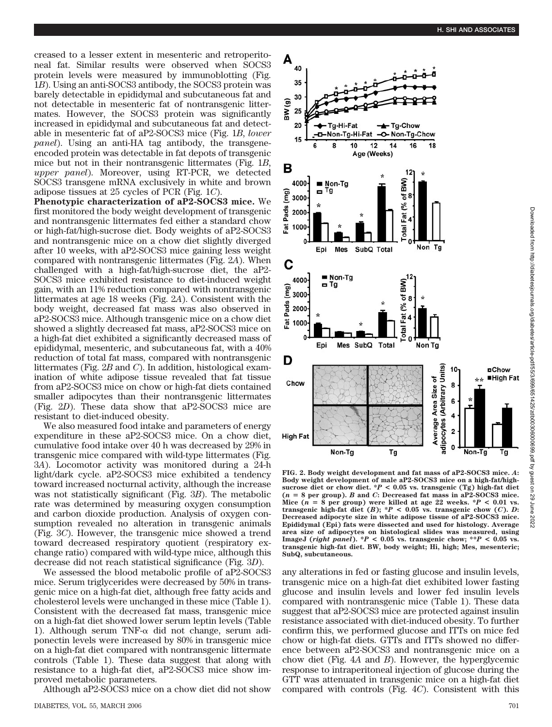creased to a lesser extent in mesenteric and retroperitoneal fat. Similar results were observed when SOCS3 protein levels were measured by immunoblotting (Fig. 1*B*). Using an anti-SOCS3 antibody, the SOCS3 protein was barely detectable in epididymal and subcutaneous fat and not detectable in mesenteric fat of nontransgenic littermates. However, the SOCS3 protein was significantly increased in epididymal and subcutaneous fat and detectable in mesenteric fat of aP2-SOCS3 mice (Fig. 1*B*, *lower panel*). Using an anti-HA tag antibody, the transgene-encoded protein was detectable in fat depots of transgenic mice but not in their nontransgenic littermates (Fig. 1*B*, *upper panel*). Moreover, using RT-PCR, we detected SOCS3 transgene mRNA exclusively in white and brown adipose tissues at 25 cycles of PCR (Fig. 1*C*).

**Phenotypic characterization of aP2-SOCS3 mice.** We first monitored the body weight development of transgenic and nontransgenic littermates fed either a standard chow or high-fat/high-sucrose diet. Body weights of aP2-SOCS3 and nontransgenic mice on a chow diet slightly diverged after 10 weeks, with aP2-SOCS3 mice gaining less weight compared with nontransgenic littermates (Fig. 2*A*). When challenged with a high-fat/high-sucrose diet, the aP2-SOCS3 mice exhibited resistance to diet-induced weight gain, with an 11% reduction compared with nontransgenic littermates at age 18 weeks (Fig. 2*A*). Consistent with the body weight, decreased fat mass was also observed in aP2-SOCS3 mice. Although transgenic mice on a chow diet showed a slightly decreased fat mass, aP2-SOCS3 mice on a high-fat diet exhibited a significantly decreased mass of epididymal, mesenteric, and subcutaneous fat, with a 40% reduction of total fat mass, compared with nontransgenic littermates (Fig. 2*B* and *C*). In addition, histological examination of white adipose tissue revealed that fat tissue from aP2-SOCS3 mice on chow or high-fat diets contained smaller adipocytes than their nontransgenic littermates (Fig. 2*D*). These data show that aP2-SOCS3 mice are resistant to diet-induced obesity.

We also measured food intake and parameters of energy expenditure in these aP2-SOCS3 mice. On a chow diet, cumulative food intake over 40 h was decreased by 29% in transgenic mice compared with wild-type littermates (Fig. 3*A*). Locomotor activity was monitored during a 24-h light/dark cycle. aP2-SOCS3 mice exhibited a tendency toward increased nocturnal activity, although the increase was not statistically significant (Fig. 3*B*). The metabolic rate was determined by measuring oxygen consumption and carbon dioxide production. Analysis of oxygen consumption revealed no alteration in transgenic animals (Fig. 3*C*). However, the transgenic mice showed a trend toward decreased respiratory quotient (respiratory exchange ratio) compared with wild-type mice, although this decrease did not reach statistical significance (Fig. 3*D*).

We assessed the blood metabolic profile of aP2-SOCS3 mice. Serum triglycerides were decreased by 50% in transgenic mice on a high-fat diet, although free fatty acids and cholesterol levels were unchanged in these mice (Table 1). Consistent with the decreased fat mass, transgenic mice on a high-fat diet showed lower serum leptin levels (Table 1). Although serum TNF-α did not change, serum adiponectin levels were increased by 80% in transgenic mice on a high-fat diet compared with nontransgenic littermate controls (Table 1). These data suggest that along with resistance to a high-fat diet, aP2-SOCS3 mice show improved metabolic parameters.

Although aP2-SOCS3 mice on a chow diet did not show any alterations in fed or fasting glucose and insulin levels, transgenic mice on a high-fat diet exhibited lower fasting glucose and insulin levels and lower fed insulin levels compared with nontransgenic mice (Table 1). These data suggest that aP2-SOCS3 mice are protected against insulin resistance associated with diet-induced obesity. To further confirm this, we performed glucose and ITTs on mice fed chow or high-fat diets. GTTs and ITTs showed no difference between aP2-SOCS3 and nontransgenic mice on a chow diet (Fig. 4*A* and *B*). However, the hyperglycemic response to intraperitoneal injection of glucose during the GTT was attenuated in transgenic mice on a high-fat diet compared with controls (Fig. 4*C*). Consistent with this

**FIG. 2. Body weight development and fat mass of aP2-SOCS3 mice. *A*: Body weight development of male aP2-SOCS3 mice on a high-fat/high-sucrose diet or chow diet. \*$P < 0.05$ vs. transgenic (Tg) high-fat diet ($n = 8$ per group). *B* and *C*: Decreased fat mass in aP2-SOCS3 mice. Mice ($n = 8$ per group) were killed at age 22 weeks. \*$P < 0.01$ vs. transgenic high-fat diet (*B*); \*$P < 0.05$ vs. transgenic chow (*C*). *D*: Decreased adipocyte size in white adipose tissue of aP2-SOCS3 mice. Epididymal (Epi) fats were dissected and used for histology. Average area size of adipocytes on histological slides was measured, using ImageJ (*right panel*). \*$P < 0.05$ vs. transgenic chow; \*\*$P < 0.05$ vs. transgenic high-fat diet. BW, body weight; Hi, high; Mes, mesenteric; SubQ, subcutaneous.**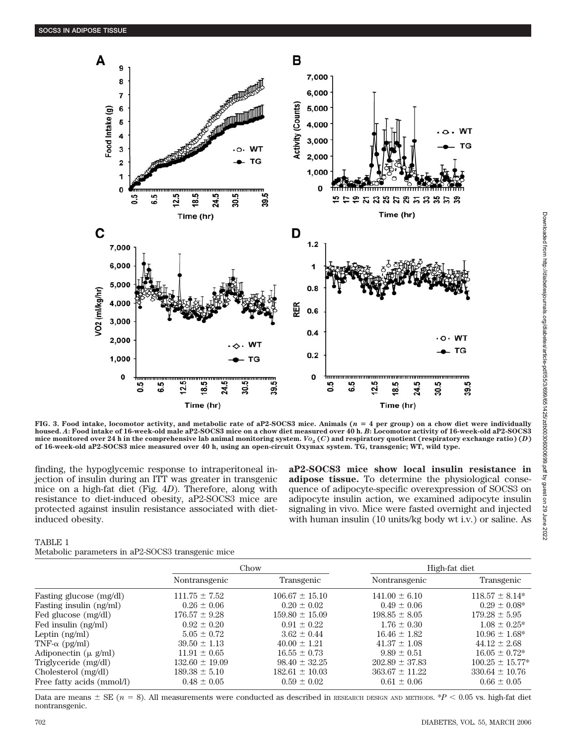FIG. 3. Food intake, locomotor activity, and metabolic rate of aP2-SOCS3 mice. Animals ($n = 4$ per group) on a chow diet were individually housed. *A*: Food intake of 16-week-old male aP2-SOCS3 mice on a chow diet measured over 40 h. *B*: Locomotor activity of 16-week-old aP2-SOCS3 mice monitored over 24 h in the comprehensive lab animal monitoring system. $Vo_2$ (*C*) and respiratory quotient (respiratory exchange ratio) (*D*) of 16-week-old aP2-SOCS3 mice measured over 40 h, using an open-circuit Oxymax system. TG, transgenic; WT, wild type.

finding, the hypoglycemic response to intraperitoneal injection of insulin during an ITT was greater in transgenic mice on a high-fat diet (Fig. 4*D*). Therefore, along with resistance to diet-induced obesity, aP2-SOCS3 mice are protected against insulin resistance associated with diet-induced obesity.

**aP2-SOCS3 mice show local insulin resistance in adipose tissue.** To determine the physiological consequence of adipocyte-specific overexpression of SOCS3 on adipocyte insulin action, we examined adipocyte insulin signaling in vivo. Mice were fasted overnight and injected with human insulin (10 units/kg body wt i.v.) or saline. As

TABLE 1
Metabolic parameters in aP2-SOCS3 transgenic mice

| | Chow | | High-fat diet | |
|---|---|---|---|---|
| | Nontransgenic | Transgenic | Nontransgenic | Transgenic |
| Fasting glucose (mg/dl) | 111.75 ± 7.52 | 106.67 ± 15.10 | 141.00 ± 6.10 | 118.57 ± 8.14* |
| Fasting insulin (ng/ml) | 0.26 ± 0.06 | 0.20 ± 0.02 | 0.49 ± 0.06 | 0.29 ± 0.08* |
| Fed glucose (mg/dl) | 176.57 ± 9.28 | 159.80 ± 15.09 | 198.85 ± 8.05 | 179.28 ± 5.95 |
| Fed insulin (ng/ml) | 0.92 ± 0.20 | 0.91 ± 0.22 | 1.76 ± 0.30 | 1.08 ± 0.25* |
| Leptin (ng/ml) | 5.05 ± 0.72 | 3.62 ± 0.44 | 16.46 ± 1.82 | 10.96 ± 1.68* |
| TNF-α (pg/ml) | 39.50 ± 1.13 | 40.00 ± 1.21 | 41.37 ± 1.08 | 44.12 ± 2.68 |
| Adiponectin (μ g/ml) | 11.91 ± 0.65 | 16.55 ± 0.73 | 9.89 ± 0.51 | 16.05 ± 0.72* |
| Triglyceride (mg/dl) | 132.60 ± 19.09 | 98.40 ± 32.25 | 202.89 ± 37.83 | 100.25 ± 15.77* |
| Cholesterol (mg/dl) | 189.38 ± 5.10 | 182.61 ± 10.03 | 363.67 ± 11.22 | 330.64 ± 10.76 |
| Free fatty acids (mmol/l) | 0.48 ± 0.05 | 0.59 ± 0.02 | 0.61 ± 0.06 | 0.66 ± 0.05 |

Data are means ± SE ($n = 8$). All measurements were conducted as described in RESEARCH DESIGN AND METHODS. *$P < 0.05$ vs. high-fat diet nontransgenic.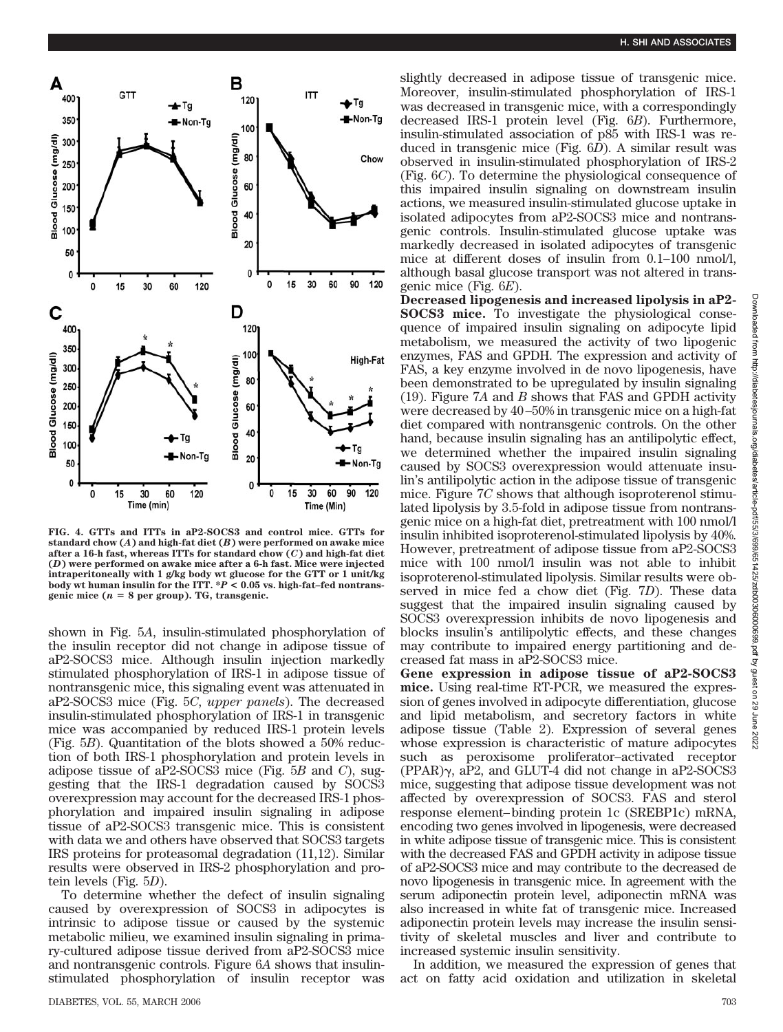FIG. 4. GTTs and ITTs in aP2-SOCS3 and control mice. GTTs for standard chow (*A*) and high-fat diet (*B*) were performed on awake mice after a 16-h fast, whereas ITTs for standard chow (*C*) and high-fat diet (*D*) were performed on awake mice after a 6-h fast. Mice were injected intraperitoneally with 1 g/kg body wt glucose for the GTT or 1 unit/kg body wt human insulin for the ITT. $*P < 0.05$ vs. high-fat–fed nontransgenic mice ($n = 8$ per group). TG, transgenic.

shown in Fig. 5*A*, insulin-stimulated phosphorylation of the insulin receptor did not change in adipose tissue of aP2-SOCS3 mice. Although insulin injection markedly stimulated phosphorylation of IRS-1 in adipose tissue of nontransgenic mice, this signaling event was attenuated in aP2-SOCS3 mice (Fig. 5*C*, *upper panels*). The decreased insulin-stimulated phosphorylation of IRS-1 in transgenic mice was accompanied by reduced IRS-1 protein levels (Fig. 5*B*). Quantitation of the blots showed a 50% reduction of both IRS-1 phosphorylation and protein levels in adipose tissue of aP2-SOCS3 mice (Fig. 5*B* and *C*), suggesting that the IRS-1 degradation caused by SOCS3 overexpression may account for the decreased IRS-1 phosphorylation and impaired insulin signaling in adipose tissue of aP2-SOCS3 transgenic mice. This is consistent with data we and others have observed that SOCS3 targets IRS proteins for proteasomal degradation (11,12). Similar results were observed in IRS-2 phosphorylation and protein levels (Fig. 5*D*).

To determine whether the defect of insulin signaling caused by overexpression of SOCS3 in adipocytes is intrinsic to adipose tissue or caused by the systemic metabolic milieu, we examined insulin signaling in primary-cultured adipose tissue derived from aP2-SOCS3 mice and nontransgenic controls. Figure 6*A* shows that insulin-stimulated phosphorylation of insulin receptor was slightly decreased in adipose tissue of transgenic mice. Moreover, insulin-stimulated phosphorylation of IRS-1 was decreased in transgenic mice, with a correspondingly decreased IRS-1 protein level (Fig. 6*B*). Furthermore, insulin-stimulated association of p85 with IRS-1 was reduced in transgenic mice (Fig. 6*D*). A similar result was observed in insulin-stimulated phosphorylation of IRS-2 (Fig. 6*C*). To determine the physiological consequence of this impaired insulin signaling on downstream insulin actions, we measured insulin-stimulated glucose uptake in isolated adipocytes from aP2-SOCS3 mice and nontransgenic controls. Insulin-stimulated glucose uptake was markedly decreased in isolated adipocytes of transgenic mice at different doses of insulin from 0.1–100 nmol/l, although basal glucose transport was not altered in transgenic mice (Fig. 6*E*).

**Decreased lipogenesis and increased lipolysis in aP2-SOCS3 mice.** To investigate the physiological consequence of impaired insulin signaling on adipocyte lipid metabolism, we measured the activity of two lipogenic enzymes, FAS and GPDH. The expression and activity of FAS, a key enzyme involved in de novo lipogenesis, have been demonstrated to be upregulated by insulin signaling (19). Figure 7*A* and *B* shows that FAS and GPDH activity were decreased by 40–50% in transgenic mice on a high-fat diet compared with nontransgenic controls. On the other hand, because insulin signaling has an antilipolytic effect, we determined whether the impaired insulin signaling caused by SOCS3 overexpression would attenuate insulin's antilipolytic action in the adipose tissue of transgenic mice. Figure 7*C* shows that although isoproterenol stimulated lipolysis by 3.5-fold in adipose tissue from nontransgenic mice on a high-fat diet, pretreatment with 100 nmol/l insulin inhibited isoproterenol-stimulated lipolysis by 40%. However, pretreatment of adipose tissue from aP2-SOCS3 mice with 100 nmol/l insulin was not able to inhibit isoproterenol-stimulated lipolysis. Similar results were observed in mice fed a chow diet (Fig. 7*D*). These data suggest that the impaired insulin signaling caused by SOCS3 overexpression inhibits de novo lipogenesis and blocks insulin's antilipolytic effects, and these changes may contribute to impaired energy partitioning and decreased fat mass in aP2-SOCS3 mice.

**Gene expression in adipose tissue of aP2-SOCS3 mice.** Using real-time RT-PCR, we measured the expression of genes involved in adipocyte differentiation, glucose and lipid metabolism, and secretory factors in white adipose tissue (Table 2). Expression of several genes whose expression is characteristic of mature adipocytes such as peroxisome proliferator–activated receptor (PPAR)γ, aP2, and GLUT-4 did not change in aP2-SOCS3 mice, suggesting that adipose tissue development was not affected by overexpression of SOCS3. FAS and sterol response element–binding protein 1c (SREBP1c) mRNA, encoding two genes involved in lipogenesis, were decreased in white adipose tissue of transgenic mice. This is consistent with the decreased FAS and GPDH activity in adipose tissue of aP2-SOCS3 mice and may contribute to the decreased de novo lipogenesis in transgenic mice. In agreement with the serum adiponectin protein level, adiponectin mRNA was also increased in white fat of transgenic mice. Increased adiponectin protein levels may increase the insulin sensitivity of skeletal muscles and liver and contribute to increased systemic insulin sensitivity.

In addition, we measured the expression of genes that act on fatty acid oxidation and utilization in skeletal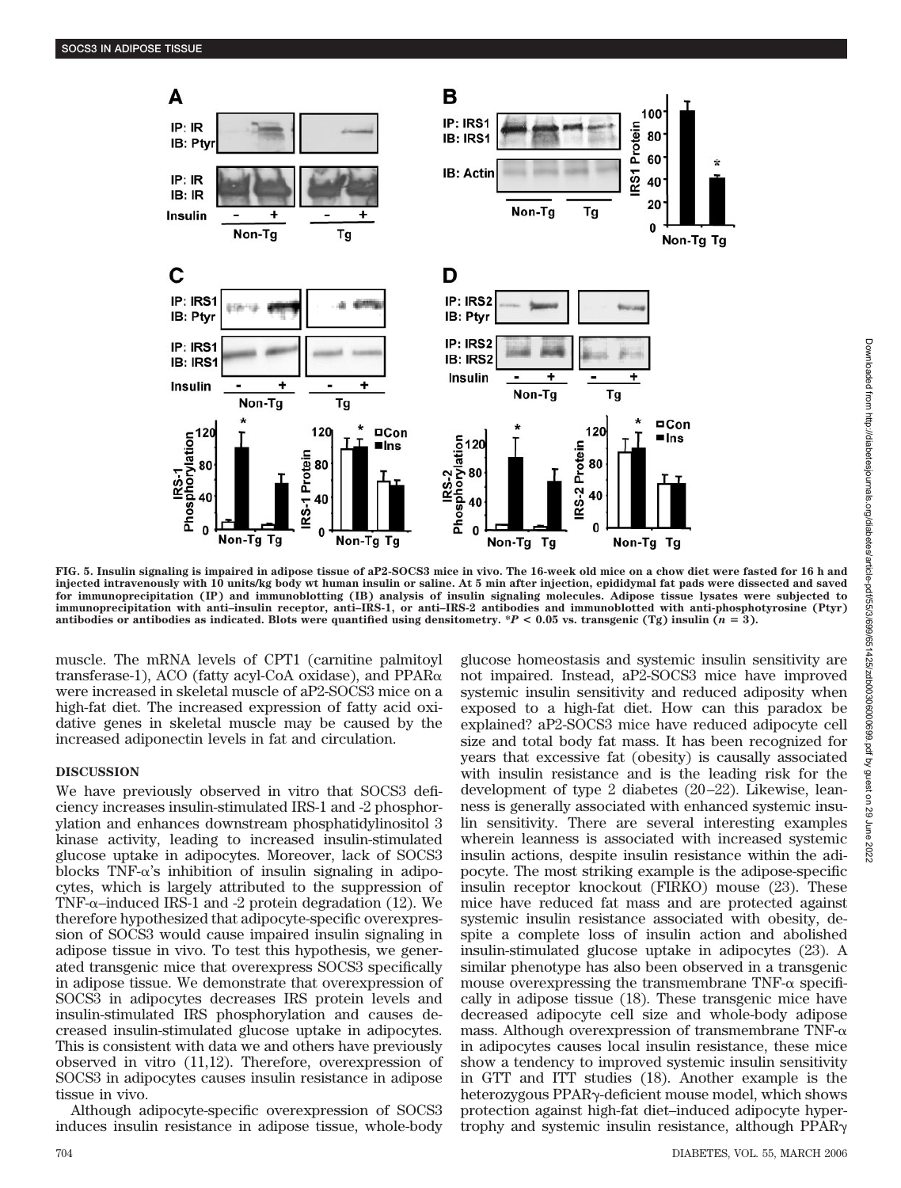**FIG. 5. Insulin signaling is impaired in adipose tissue of aP2-SOCS3 mice in vivo. The 16-week old mice on a chow diet were fasted for 16 h and injected intravenously with 10 units/kg body wt human insulin or saline. At 5 min after injection, epididymal fat pads were dissected and saved for immunoprecipitation (IP) and immunoblotting (IB) analysis of insulin signaling molecules. Adipose tissue lysates were subjected to immunoprecipitation with anti–insulin receptor, anti–IRS-1, or anti–IRS-2 antibodies and immunoblotted with anti-phosphotyrosine (Ptyr) antibodies or antibodies as indicated. Blots were quantified using densitometry. \*$P < 0.05$ vs. transgenic (Tg) insulin ($n = 3$).**

muscle. The mRNA levels of CPT1 (carnitine palmitoyl transferase-1), ACO (fatty acyl-CoA oxidase), and PPARα were increased in skeletal muscle of aP2-SOCS3 mice on a high-fat diet. The increased expression of fatty acid oxidative genes in skeletal muscle may be caused by the increased adiponectin levels in fat and circulation.

## DISCUSSION

We have previously observed in vitro that SOCS3 deficiency increases insulin-stimulated IRS-1 and -2 phosphorylation and enhances downstream phosphatidylinositol 3 kinase activity, leading to increased insulin-stimulated glucose uptake in adipocytes. Moreover, lack of SOCS3 blocks TNF-α's inhibition of insulin signaling in adipocytes, which is largely attributed to the suppression of TNF-α–induced IRS-1 and -2 protein degradation (12). We therefore hypothesized that adipocyte-specific overexpression of SOCS3 would cause impaired insulin signaling in adipose tissue in vivo. To test this hypothesis, we generated transgenic mice that overexpress SOCS3 specifically in adipose tissue. We demonstrate that overexpression of SOCS3 in adipocytes decreases IRS protein levels and insulin-stimulated IRS phosphorylation and causes decreased insulin-stimulated glucose uptake in adipocytes. This is consistent with data we and others have previously observed in vitro (11,12). Therefore, overexpression of SOCS3 in adipocytes causes insulin resistance in adipose tissue in vivo.

Although adipocyte-specific overexpression of SOCS3 induces insulin resistance in adipose tissue, whole-body glucose homeostasis and systemic insulin sensitivity are not impaired. Instead, aP2-SOCS3 mice have improved systemic insulin sensitivity and reduced adiposity when exposed to a high-fat diet. How can this paradox be explained? aP2-SOCS3 mice have reduced adipocyte cell size and total body fat mass. It has been recognized for years that excessive fat (obesity) is causally associated with insulin resistance and is the leading risk for the development of type 2 diabetes (20–22). Likewise, leanness is generally associated with enhanced systemic insulin sensitivity. There are several interesting examples wherein leanness is associated with increased systemic insulin actions, despite insulin resistance within the adipocyte. The most striking example is the adipose-specific insulin receptor knockout (FIRKO) mouse (23). These mice have reduced fat mass and are protected against systemic insulin resistance associated with obesity, despite a complete loss of insulin action and abolished insulin-stimulated glucose uptake in adipocytes (23). A similar phenotype has also been observed in a transgenic mouse overexpressing the transmembrane TNF-α specifically in adipose tissue (18). These transgenic mice have decreased adipocyte cell size and whole-body adipose mass. Although overexpression of transmembrane TNF-α in adipocytes causes local insulin resistance, these mice show a tendency to improved systemic insulin sensitivity in GTT and ITT studies (18). Another example is the heterozygous PPARγ-deficient mouse model, which shows protection against high-fat diet–induced adipocyte hypertrophy and systemic insulin resistance, although PPARγ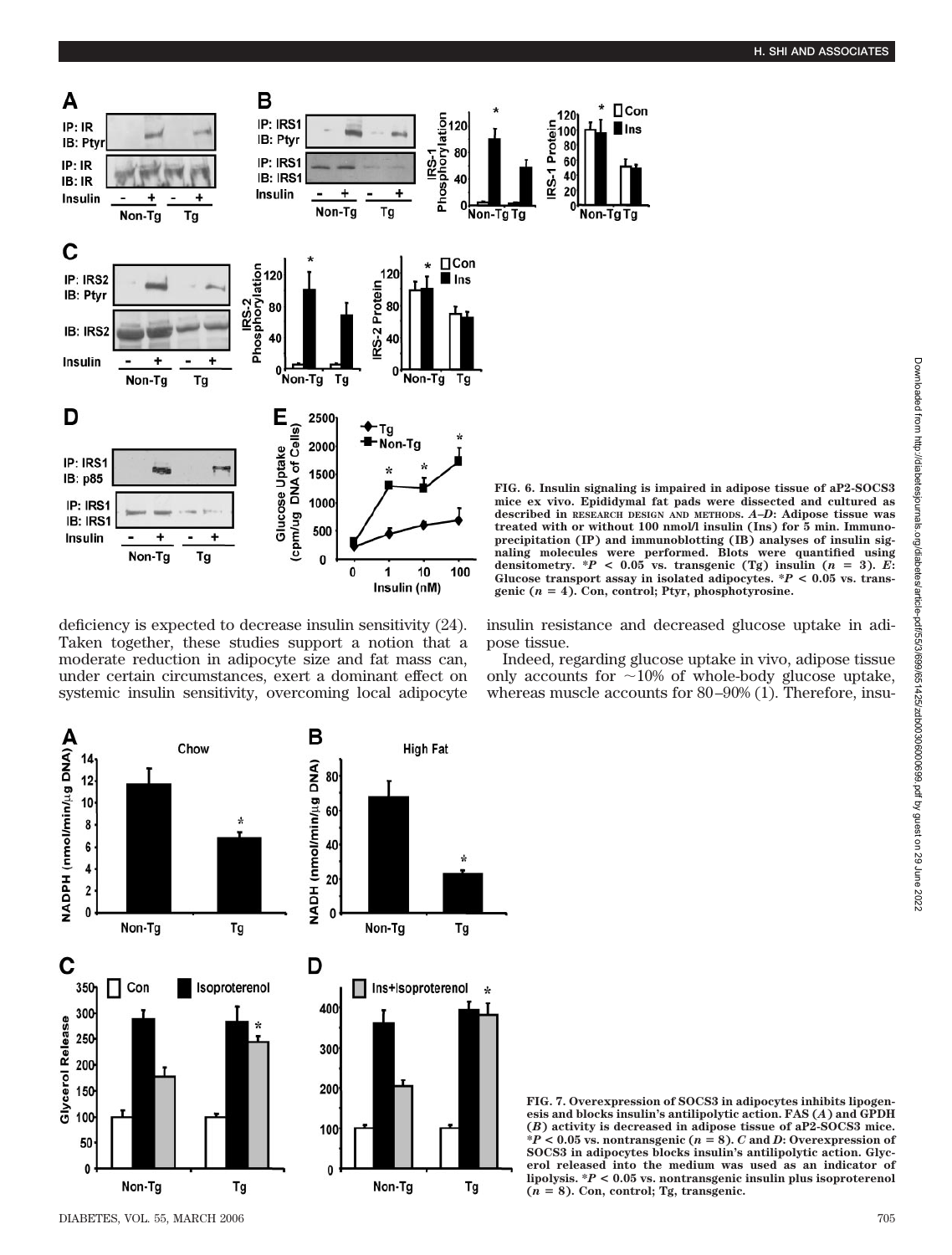FIG. 6. Insulin signaling is impaired in adipose tissue of aP2-SOCS3 mice ex vivo. Epididymal fat pads were dissected and cultured as described in RESEARCH DESIGN AND METHODS. *A–D*: Adipose tissue was treated with or without 100 nmol/l insulin (Ins) for 5 min. Immunoprecipitation (IP) and immunoblotting (IB) analyses of insulin signaling molecules were performed. Blots were quantified using densitometry. $*P < 0.05$ vs. transgenic (Tg) insulin ($n = 3$). *E*: Glucose transport assay in isolated adipocytes. $*P < 0.05$ vs. transgenic ($n = 4$). Con, control; Ptyr, phosphotyrosine.

deficiency is expected to decrease insulin sensitivity (24). Taken together, these studies support a notion that a moderate reduction in adipocyte size and fat mass can, under certain circumstances, exert a dominant effect on systemic insulin sensitivity, overcoming local adipocyte insulin resistance and decreased glucose uptake in adipose tissue.

Indeed, regarding glucose uptake in vivo, adipose tissue only accounts for ~10% of whole-body glucose uptake, whereas muscle accounts for 80–90% (1). Therefore, insu-

FIG. 7. Overexpression of SOCS3 in adipocytes inhibits lipogenesis and blocks insulin's antilipolytic action. FAS (*A*) and GPDH (*B*) activity is decreased in adipose tissue of aP2-SOCS3 mice. $*P < 0.05$ vs. nontransgenic ($n = 8$). *C* and *D*: Overexpression of SOCS3 in adipocytes blocks insulin's antilipolytic action. Glycerol released into the medium was used as an indicator of lipolysis. $*P < 0.05$ vs. nontransgenic insulin plus isoproterenol ($n = 8$). Con, control; Tg, transgenic.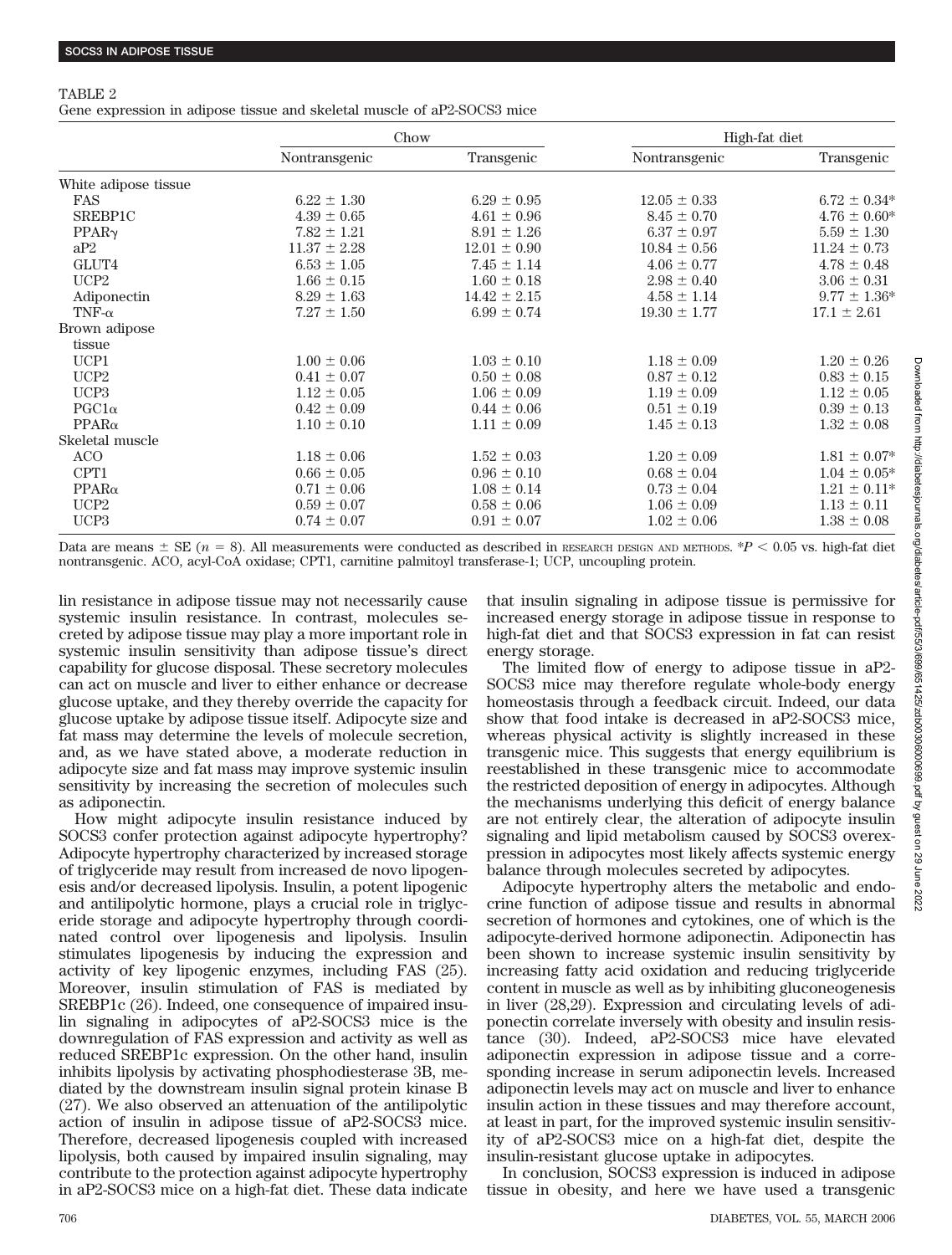TABLE 2

Gene expression in adipose tissue and skeletal muscle of aP2-SOCS3 mice

| | Chow | | High-fat diet | |
|---|---|---|---|---|
| | Nontransgenic | Transgenic | Nontransgenic | Transgenic |
| White adipose tissue | | | | |
| FAS | 6.22 ± 1.30 | 6.29 ± 0.95 | 12.05 ± 0.33 | 6.72 ± 0.34* |
| SREBP1C | 4.39 ± 0.65 | 4.61 ± 0.96 | 8.45 ± 0.70 | 4.76 ± 0.60* |
| PPARγ | 7.82 ± 1.21 | 8.91 ± 1.26 | 6.37 ± 0.97 | 5.59 ± 1.30 |
| aP2 | 11.37 ± 2.28 | 12.01 ± 0.90 | 10.84 ± 0.56 | 11.24 ± 0.73 |
| GLUT4 | 6.53 ± 1.05 | 7.45 ± 1.14 | 4.06 ± 0.77 | 4.78 ± 0.48 |
| UCP2 | 1.66 ± 0.15 | 1.60 ± 0.18 | 2.98 ± 0.40 | 3.06 ± 0.31 |
| Adiponectin | 8.29 ± 1.63 | 14.42 ± 2.15 | 4.58 ± 1.14 | 9.77 ± 1.36* |
| TNF-α | 7.27 ± 1.50 | 6.99 ± 0.74 | 19.30 ± 1.77 | 17.1 ± 2.61 |
| Brown adipose tissue | | | | |
| UCP1 | 1.00 ± 0.06 | 1.03 ± 0.10 | 1.18 ± 0.09 | 1.20 ± 0.26 |
| UCP2 | 0.41 ± 0.07 | 0.50 ± 0.08 | 0.87 ± 0.12 | 0.83 ± 0.15 |
| UCP3 | 1.12 ± 0.05 | 1.06 ± 0.09 | 1.19 ± 0.09 | 1.12 ± 0.05 |
| PGC1α | 0.42 ± 0.09 | 0.44 ± 0.06 | 0.51 ± 0.19 | 0.39 ± 0.13 |
| PPARα | 1.10 ± 0.10 | 1.11 ± 0.09 | 1.45 ± 0.13 | 1.32 ± 0.08 |
| Skeletal muscle | | | | |
| ACO | 1.18 ± 0.06 | 1.52 ± 0.03 | 1.20 ± 0.09 | 1.81 ± 0.07* |
| CPT1 | 0.66 ± 0.05 | 0.96 ± 0.10 | 0.68 ± 0.04 | 1.04 ± 0.05* |
| PPARα | 0.71 ± 0.06 | 1.08 ± 0.14 | 0.73 ± 0.04 | 1.21 ± 0.11* |
| UCP2 | 0.59 ± 0.07 | 0.58 ± 0.06 | 1.06 ± 0.09 | 1.13 ± 0.11 |
| UCP3 | 0.74 ± 0.07 | 0.91 ± 0.07 | 1.02 ± 0.06 | 1.38 ± 0.08 |

Data are means ± SE ($n = 8$). All measurements were conducted as described in RESEARCH DESIGN AND METHODS. *$P < 0.05$ vs. high-fat diet nontransgenic. ACO, acyl-CoA oxidase; CPT1, carnitine palmitoyl transferase-1; UCP, uncoupling protein.

lin resistance in adipose tissue may not necessarily cause systemic insulin resistance. In contrast, molecules secreted by adipose tissue may play a more important role in systemic insulin sensitivity than adipose tissue's direct capability for glucose disposal. These secretory molecules can act on muscle and liver to either enhance or decrease glucose uptake, and they thereby override the capacity for glucose uptake by adipose tissue itself. Adipocyte size and fat mass may determine the levels of molecule secretion, and, as we have stated above, a moderate reduction in adipocyte size and fat mass may improve systemic insulin sensitivity by increasing the secretion of molecules such as adiponectin.

How might adipocyte insulin resistance induced by SOCS3 confer protection against adipocyte hypertrophy? Adipocyte hypertrophy characterized by increased storage of triglyceride may result from increased de novo lipogenesis and/or decreased lipolysis. Insulin, a potent lipogenic and antilipolytic hormone, plays a crucial role in triglyceride storage and adipocyte hypertrophy through coordinated control over lipogenesis and lipolysis. Insulin stimulates lipogenesis by inducing the expression and activity of key lipogenic enzymes, including FAS (25). Moreover, insulin stimulation of FAS is mediated by SREBP1c (26). Indeed, one consequence of impaired insulin signaling in adipocytes of aP2-SOCS3 mice is the downregulation of FAS expression and activity as well as reduced SREBP1c expression. On the other hand, insulin inhibits lipolysis by activating phosphodiesterase 3B, mediated by the downstream insulin signal protein kinase B (27). We also observed an attenuation of the antilipolytic action of insulin in adipose tissue of aP2-SOCS3 mice. Therefore, decreased lipogenesis coupled with increased lipolysis, both caused by impaired insulin signaling, may contribute to the protection against adipocyte hypertrophy in aP2-SOCS3 mice on a high-fat diet. These data indicate that insulin signaling in adipose tissue is permissive for increased energy storage in adipose tissue in response to high-fat diet and that SOCS3 expression in fat can resist energy storage.

The limited flow of energy to adipose tissue in aP2-SOCS3 mice may therefore regulate whole-body energy homeostasis through a feedback circuit. Indeed, our data show that food intake is decreased in aP2-SOCS3 mice, whereas physical activity is slightly increased in these transgenic mice. This suggests that energy equilibrium is reestablished in these transgenic mice to accommodate the restricted deposition of energy in adipocytes. Although the mechanisms underlying this deficit of energy balance are not entirely clear, the alteration of adipocyte insulin signaling and lipid metabolism caused by SOCS3 overexpression in adipocytes most likely affects systemic energy balance through molecules secreted by adipocytes.

Adipocyte hypertrophy alters the metabolic and endocrine function of adipose tissue and results in abnormal secretion of hormones and cytokines, one of which is the adipocyte-derived hormone adiponectin. Adiponectin has been shown to increase systemic insulin sensitivity by increasing fatty acid oxidation and reducing triglyceride content in muscle as well as by inhibiting gluconeogenesis in liver (28,29). Expression and circulating levels of adiponectin correlate inversely with obesity and insulin resistance (30). Indeed, aP2-SOCS3 mice have elevated adiponectin expression in adipose tissue and a corresponding increase in serum adiponectin levels. Increased adiponectin levels may act on muscle and liver to enhance insulin action in these tissues and may therefore account, at least in part, for the improved systemic insulin sensitivity of aP2-SOCS3 mice on a high-fat diet, despite the insulin-resistant glucose uptake in adipocytes.

In conclusion, SOCS3 expression is induced in adipose tissue in obesity, and here we have used a transgenic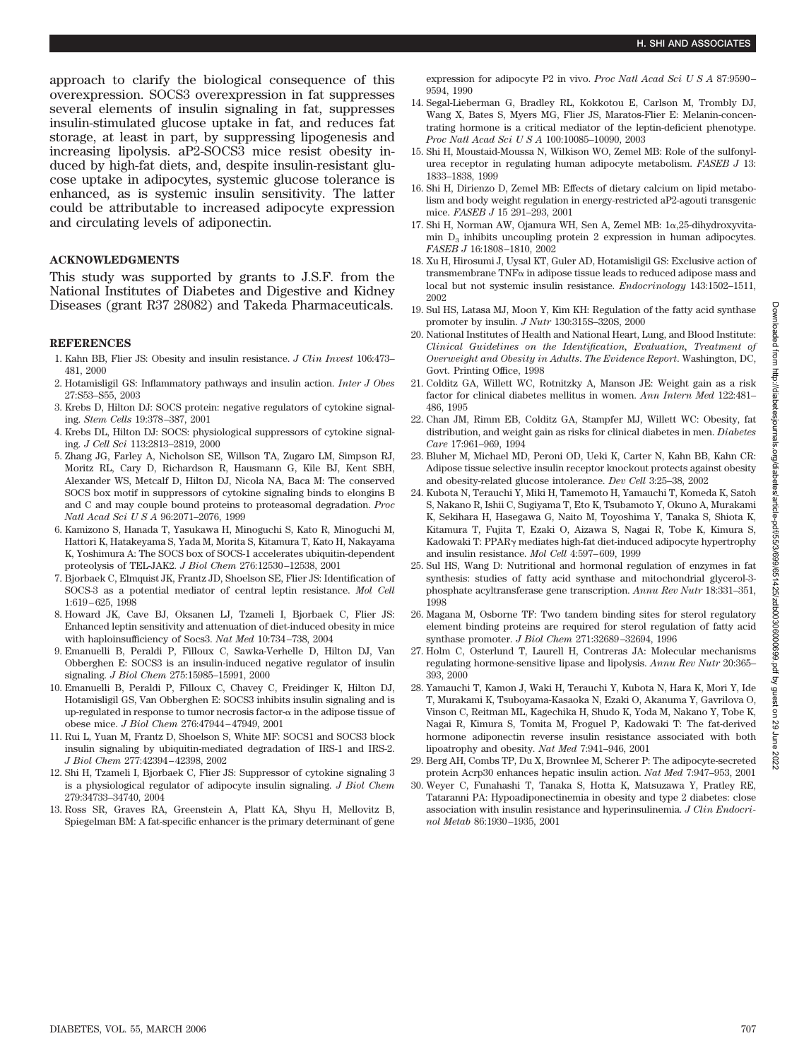approach to clarify the biological consequence of this overexpression. SOCS3 overexpression in fat suppresses several elements of insulin signaling in fat, suppresses insulin-stimulated glucose uptake in fat, and reduces fat storage, at least in part, by suppressing lipogenesis and increasing lipolysis. aP2-SOCS3 mice resist obesity induced by high-fat diets, and, despite insulin-resistant glucose uptake in adipocytes, systemic glucose tolerance is enhanced, as is systemic insulin sensitivity. The latter could be attributable to increased adipocyte expression and circulating levels of adiponectin.

## ACKNOWLEDGMENTS

This study was supported by grants to J.S.F. from the National Institutes of Diabetes and Digestive and Kidney Diseases (grant R37 28082) and Takeda Pharmaceuticals.

## REFERENCES

1. Kahn BB, Flier JS: Obesity and insulin resistance. *J Clin Invest* 106:473–481, 2000
2. Hotamisligil GS: Inflammatory pathways and insulin action. *Inter J Obes* 27:S53–S55, 2003
3. Krebs D, Hilton DJ: SOCS protein: negative regulators of cytokine signaling. *Stem Cells* 19:378–387, 2001
4. Krebs DL, Hilton DJ: SOCS: physiological suppressors of cytokine signaling. *J Cell Sci* 113:2813–2819, 2000
5. Zhang JG, Farley A, Nicholson SE, Willson TA, Zugaro LM, Simpson RJ, Moritz RL, Cary D, Richardson R, Hausmann G, Kile BJ, Kent SBH, Alexander WS, Metcalf D, Hilton DJ, Nicola NA, Baca M: The conserved SOCS box motif in suppressors of cytokine signaling binds to elongins B and C and may couple bound proteins to proteasomal degradation. *Proc Natl Acad Sci U S A* 96:2071–2076, 1999
6. Kamizono S, Hanada T, Yasukawa H, Minoguchi S, Kato R, Minoguchi M, Hattori K, Hatakeyama S, Yada M, Morita S, Kitamura T, Kato H, Nakayama K, Yoshimura A: The SOCS box of SOCS-1 accelerates ubiquitin-dependent proteolysis of TEL-JAK2. *J Biol Chem* 276:12530–12538, 2001
7. Bjorbaek C, Elmquist JK, Frantz JD, Shoelson SE, Flier JS: Identification of SOCS-3 as a potential mediator of central leptin resistance. *Mol Cell* 1:619–625, 1998
8. Howard JK, Cave BJ, Oksanen LJ, Tzameli I, Bjorbaek C, Flier JS: Enhanced leptin sensitivity and attenuation of diet-induced obesity in mice with haploinsufficiency of Socs3. *Nat Med* 10:734–738, 2004
9. Emanuelli B, Peraldi P, Filloux C, Sawka-Verhelle D, Hilton DJ, Van Obberghen E: SOCS3 is an insulin-induced negative regulator of insulin signaling. *J Biol Chem* 275:15985–15991, 2000
10. Emanuelli B, Peraldi P, Filloux C, Chavey C, Freidinger K, Hilton DJ, Hotamisligil GS, Van Obberghen E: SOCS3 inhibits insulin signaling and is up-regulated in response to tumor necrosis factor-α in the adipose tissue of obese mice. *J Biol Chem* 276:47944–47949, 2001
11. Rui L, Yuan M, Frantz D, Shoelson S, White MF: SOCS1 and SOCS3 block insulin signaling by ubiquitin-mediated degradation of IRS-1 and IRS-2. *J Biol Chem* 277:42394–42398, 2002
12. Shi H, Tzameli I, Bjorbaek C, Flier JS: Suppressor of cytokine signaling 3 is a physiological regulator of adipocyte insulin signaling. *J Biol Chem* 279:34733–34740, 2004
13. Ross SR, Graves RA, Greenstein A, Platt KA, Shyu H, Mellovitz B, Spiegelman BM: A fat-specific enhancer is the primary determinant of gene expression for adipocyte P2 in vivo. *Proc Natl Acad Sci U S A* 87:9590–9594, 1990
14. Segal-Lieberman G, Bradley RL, Kokkotou E, Carlson M, Trombly DJ, Wang X, Bates S, Myers MG, Flier JS, Maratos-Flier E: Melanin-concentrating hormone is a critical mediator of the leptin-deficient phenotype. *Proc Natl Acad Sci U S A* 100:10085–10090, 2003
15. Shi H, Moustaid-Moussa N, Wilkison WO, Zemel MB: Role of the sulfonylurea receptor in regulating human adipocyte metabolism. *FASEB J* 13: 1833–1838, 1999
16. Shi H, Dirienzo D, Zemel MB: Effects of dietary calcium on lipid metabolism and body weight regulation in energy-restricted aP2-agouti transgenic mice. *FASEB J* 15 291–293, 2001
17. Shi H, Norman AW, Ojamura WH, Sen A, Zemel MB: 1α,25-dihydroxyvitamin $D_3$ inhibits uncoupling protein 2 expression in human adipocytes. *FASEB J* 16:1808–1810, 2002
18. Xu H, Hirosumi J, Uysal KT, Guler AD, Hotamisligil GS: Exclusive action of transmembrane TNFα in adipose tissue leads to reduced adipose mass and local but not systemic insulin resistance. *Endocrinology* 143:1502–1511, 2002
19. Sul HS, Latasa MJ, Moon Y, Kim KH: Regulation of the fatty acid synthase promoter by insulin. *J Nutr* 130:315S–320S, 2000
20. National Institutes of Health and National Heart, Lung, and Blood Institute: *Clinical Guidelines on the Identification, Evaluation, Treatment of Overweight and Obesity in Adults. The Evidence Report*. Washington, DC, Govt. Printing Office, 1998
21. Colditz GA, Willett WC, Rotnitzky A, Manson JE: Weight gain as a risk factor for clinical diabetes mellitus in women. *Ann Intern Med* 122:481–486, 1995
22. Chan JM, Rimm EB, Colditz GA, Stampfer MJ, Willett WC: Obesity, fat distribution, and weight gain as risks for clinical diabetes in men. *Diabetes Care* 17:961–969, 1994
23. Bluher M, Michael MD, Peroni OD, Ueki K, Carter N, Kahn BB, Kahn CR: Adipose tissue selective insulin receptor knockout protects against obesity and obesity-related glucose intolerance. *Dev Cell* 3:25–38, 2002
24. Kubota N, Terauchi Y, Miki H, Tamemoto H, Yamauchi T, Komeda K, Satoh S, Nakano R, Ishii C, Sugiyama T, Eto K, Tsubamoto Y, Okuno A, Murakami K, Sekihara H, Hasegawa G, Naito M, Toyoshima Y, Tanaka S, Shiota K, Kitamura T, Fujita T, Ezaki O, Aizawa S, Nagai R, Tobe K, Kimura S, Kadowaki T: PPARγ mediates high-fat diet-induced adipocyte hypertrophy and insulin resistance. *Mol Cell* 4:597–609, 1999
25. Sul HS, Wang D: Nutritional and hormonal regulation of enzymes in fat synthesis: studies of fatty acid synthase and mitochondrial glycerol-3-phosphate acyltransferase gene transcription. *Annu Rev Nutr* 18:331–351, 1998
26. Magana M, Osborne TF: Two tandem binding sites for sterol regulatory element binding proteins are required for sterol regulation of fatty acid synthase promoter. *J Biol Chem* 271:32689–32694, 1996
27. Holm C, Osterlund T, Laurell H, Contreras JA: Molecular mechanisms regulating hormone-sensitive lipase and lipolysis. *Annu Rev Nutr* 20:365–393, 2000
28. Yamauchi T, Kamon J, Waki H, Terauchi Y, Kubota N, Hara K, Mori Y, Ide T, Murakami K, Tsuboyama-Kasaoka N, Ezaki O, Akanuma Y, Gavrilova O, Vinson C, Reitman ML, Kagechika H, Shudo K, Yoda M, Nakano Y, Tobe K, Nagai R, Kimura S, Tomita M, Froguel P, Kadowaki T: The fat-derived hormone adiponectin reverse insulin resistance associated with both lipoatrophy and obesity. *Nat Med* 7:941–946, 2001
29. Berg AH, Combs TP, Du X, Brownlee M, Scherer P: The adipocyte-secreted protein Acrp30 enhances hepatic insulin action. *Nat Med* 7:947–953, 2001
30. Weyer C, Funahashi T, Tanaka S, Hotta K, Matsuzawa Y, Pratley RE, Tataranni PA: Hypoadiponectinemia in obesity and type 2 diabetes: close association with insulin resistance and hyperinsulinemia. *J Clin Endocrinol Metab* 86:1930–1935, 2001